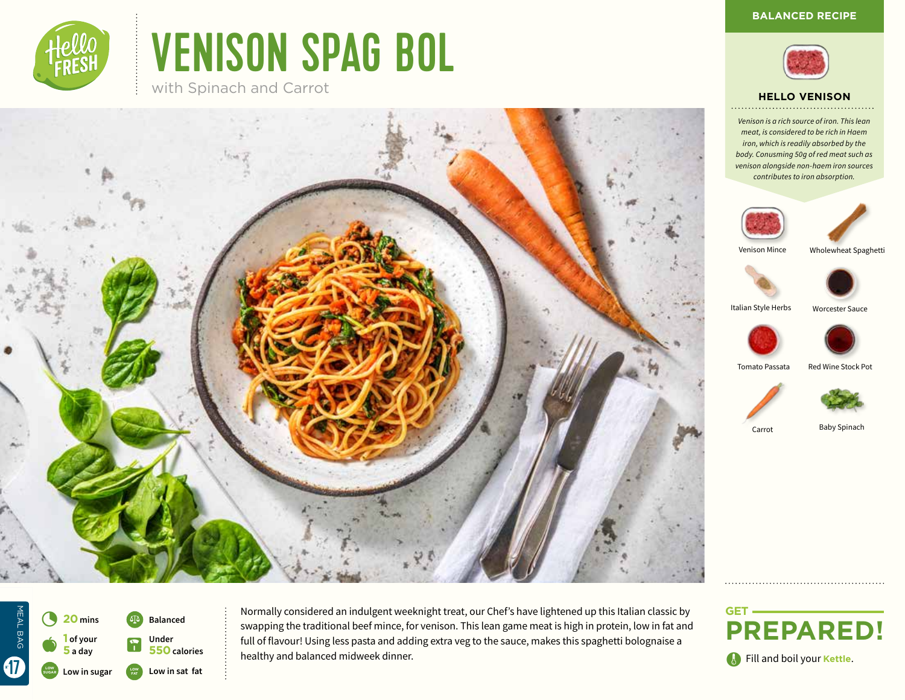# VENISON SPAG BOL

with Spinach and Carrot

**BALANCED RECIPE**

## HELLO VENISON

*Venison is a rich source of iron. This lean meat, is considered to be rich in Haem iron, which is readily absorbed by the body. Conusming 50g of red meat such as venison alongside non-haem iron sources contributes to iron absorption.*

- Venison Mince
- Wholewheat Spaghetti
- Italian Style Herbs
- Worcester Sauce
- Tomato Passata
- Red Wine Stock Pot
- Carrot
- Baby Spinach

MEAL BAG 17

- **20** mins
- **1** of your **5** a day
- Low in sugar
- Balanced
- Under **550** calories
- Low in sat fat

Normally considered an indulgent weeknight treat, our Chef's have lightened up this Italian classic by swapping the traditional beef mince, for venison. This lean game meat is high in protein, low in fat and full of flavour! Using less pasta and adding extra veg to the sauce, makes this spaghetti bolognaise a healthy and balanced midweek dinner.

## GET PREPARED!

Fill and boil your **Kettle**.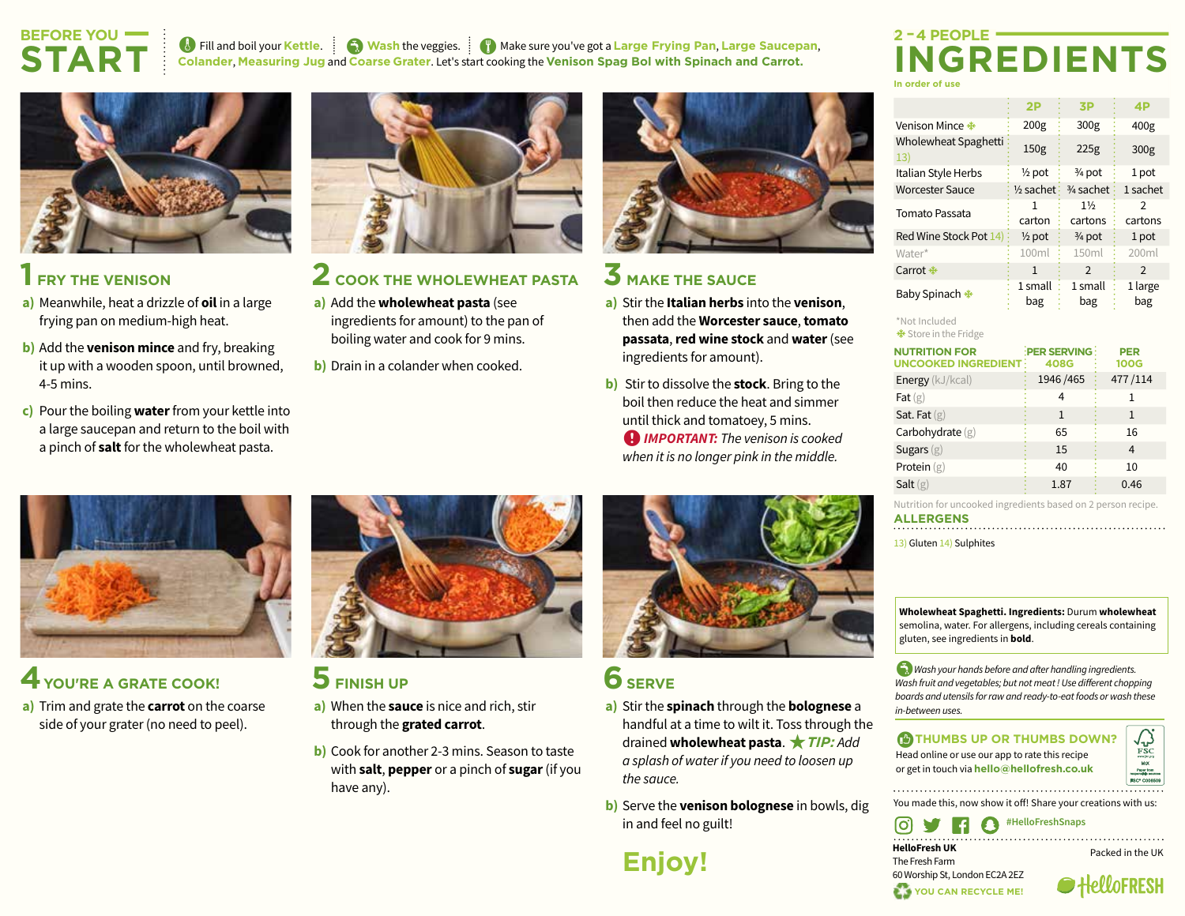# BEFORE YOU START

Fill and boil your **Kettle**. Wash the veggies. Make sure you've got a **Large Frying Pan**, **Large Saucepan**, **Colander**, **Measuring Jug** and **Coarse Grater**. Let's start cooking the **Venison Spag Bol with Spinach and Carrot.**

## 1 FRY THE VENISON

a) Meanwhile, heat a drizzle of **oil** in a large frying pan on medium-high heat.

b) Add the **venison mince** and fry, breaking it up with a wooden spoon, until browned, 4-5 mins.

c) Pour the boiling **water** from your kettle into a large saucepan and return to the boil with a pinch of **salt** for the wholewheat pasta.

## 2 COOK THE WHOLEWHEAT PASTA

a) Add the **wholewheat pasta** (see ingredients for amount) to the pan of boiling water and cook for 9 mins.

b) Drain in a colander when cooked.

## 3 MAKE THE SAUCE

a) Stir the **Italian herbs** into the **venison**, then add the **Worcester sauce**, **tomato passata**, **red wine stock** and **water** (see ingredients for amount).

b) Stir to dissolve the **stock**. Bring to the boil then reduce the heat and simmer until thick and tomatoey, 5 mins. *IMPORTANT: The venison is cooked when it is no longer pink in the middle.*

## 4 YOU'RE A GRATE COOK!

a) Trim and grate the **carrot** on the coarse side of your grater (no need to peel).

## 5 FINISH UP

a) When the **sauce** is nice and rich, stir through the **grated carrot**.

b) Cook for another 2-3 mins. Season to taste with **salt**, **pepper** or a pinch of **sugar** (if you have any).

## 6 SERVE

a) Stir the **spinach** through the **bolognese** a handful at a time to wilt it. Toss through the drained **wholewheat pasta**. *TIP: Add a splash of water if you need to loosen up the sauce.*

b) Serve the **venison bolognese** in bowls, dig in and feel no guilt!

**Enjoy!**

# 2-4 PEOPLE INGREDIENTS

In order of use

| | 2P | 3P | 4P |
|---|---|---|---|
| Venison Mince ❄ | 200g | 300g | 400g |
| Wholewheat Spaghetti 13) | 150g | 225g | 300g |
| Italian Style Herbs | ½ pot | ¾ pot | 1 pot |
| Worcester Sauce | ½ sachet | ¾ sachet | 1 sachet |
| Tomato Passata | 1 carton | 1½ cartons | 2 cartons |
| Red Wine Stock Pot 14) | ½ pot | ¾ pot | 1 pot |
| Water* | 100ml | 150ml | 200ml |
| Carrot ❄ | 1 | 2 | 2 |
| Baby Spinach ❄ | 1 small bag | 1 small bag | 1 large bag |

*Not Included
❄ Store in the Fridge

| NUTRITION FOR UNCOOKED INGREDIENT | PER SERVING 408G | PER 100G |
|---|---|---|
| Energy (kJ/kcal) | 1946 /465 | 477 /114 |
| Fat (g) | 4 | 1 |
| Sat. Fat (g) | 1 | 1 |
| Carbohydrate (g) | 65 | 16 |
| Sugars (g) | 15 | 4 |
| Protein (g) | 40 | 10 |
| Salt (g) | 1.87 | 0.46 |

Nutrition for uncooked ingredients based on 2 person recipe.

## ALLERGENS

13) Gluten 14) Sulphites

**Wholewheat Spaghetti. Ingredients:** Durum **wholewheat** semolina, water. For allergens, including cereals containing gluten, see ingredients in **bold**.

*Wash your hands before and after handling ingredients. Wash fruit and vegetables; but not meat ! Use different chopping boards and utensils for raw and ready-to-eat foods or wash these in-between uses.*

## THUMBS UP OR THUMBS DOWN?

Head online or use our app to rate this recipe or get in touch via **hello@hellofresh.co.uk**

You made this, now show it off! Share your creations with us: #HelloFreshSnaps

**HelloFresh UK**
The Fresh Farm
60 Worship St, London EC2A 2EZ

Packed in the UK

YOU CAN RECYCLE ME!